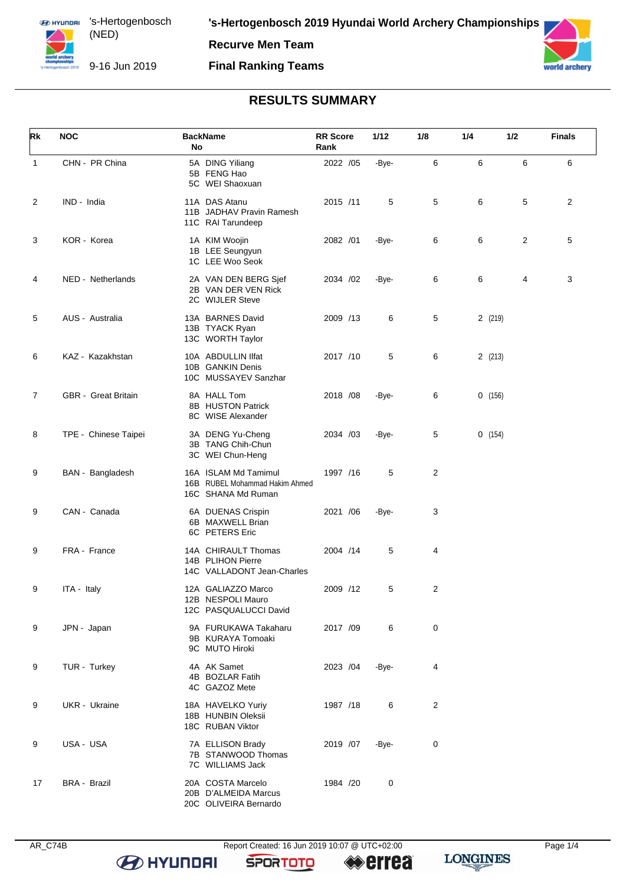's-Hertogenbosch (NED)

9-16 Jun 2019

**'s-Hertogenbosch 2019 Hyundai World Archery Championships**

**Recurve Men Team**

**Final Ranking Teams**

## RESULTS SUMMARY

| Rk | NOC | BackName No | RR Score Rank | 1/12 | 1/8 | 1/4 | 1/2 | Finals |
|---|---|---|---|---|---|---|---|---|
| 1 | CHN - PR China | 5A DING Yiliang<br>5B FENG Hao<br>5C WEI Shaoxuan | 2022 /05 | -Bye- | 6 | 6 | 6 | 6 |
| 2 | IND - India | 11A DAS Atanu<br>11B JADHAV Pravin Ramesh<br>11C RAI Tarundeep | 2015 /11 | 5 | 5 | 6 | 5 | 2 |
| 3 | KOR - Korea | 1A KIM Woojin<br>1B LEE Seungyun<br>1C LEE Woo Seok | 2082 /01 | -Bye- | 6 | 6 | 2 | 5 |
| 4 | NED - Netherlands | 2A VAN DEN BERG Sjef<br>2B VAN DER VEN Rick<br>2C WIJLER Steve | 2034 /02 | -Bye- | 6 | 6 | 4 | 3 |
| 5 | AUS - Australia | 13A BARNES David<br>13B TYACK Ryan<br>13C WORTH Taylor | 2009 /13 | 6 | 5 | 2 (219) | | |
| 6 | KAZ - Kazakhstan | 10A ABDULLIN Ilfat<br>10B GANKIN Denis<br>10C MUSSAYEV Sanzhar | 2017 /10 | 5 | 6 | 2 (213) | | |
| 7 | GBR - Great Britain | 8A HALL Tom<br>8B HUSTON Patrick<br>8C WISE Alexander | 2018 /08 | -Bye- | 6 | 0 (156) | | |
| 8 | TPE - Chinese Taipei | 3A DENG Yu-Cheng<br>3B TANG Chih-Chun<br>3C WEI Chun-Heng | 2034 /03 | -Bye- | 5 | 0 (154) | | |
| 9 | BAN - Bangladesh | 16A ISLAM Md Tamimul<br>16B RUBEL Mohammad Hakim Ahmed<br>16C SHANA Md Ruman | 1997 /16 | 5 | 2 | | | |
| 9 | CAN - Canada | 6A DUENAS Crispin<br>6B MAXWELL Brian<br>6C PETERS Eric | 2021 /06 | -Bye- | 3 | | | |
| 9 | FRA - France | 14A CHIRAULT Thomas<br>14B PLIHON Pierre<br>14C VALLADONT Jean-Charles | 2004 /14 | 5 | 4 | | | |
| 9 | ITA - Italy | 12A GALIAZZO Marco<br>12B NESPOLI Mauro<br>12C PASQUALUCCI David | 2009 /12 | 5 | 2 | | | |
| 9 | JPN - Japan | 9A FURUKAWA Takaharu<br>9B KURAYA Tomoaki<br>9C MUTO Hiroki | 2017 /09 | 6 | 0 | | | |
| 9 | TUR - Turkey | 4A AK Samet<br>4B BOZLAR Fatih<br>4C GAZOZ Mete | 2023 /04 | -Bye- | 4 | | | |
| 9 | UKR - Ukraine | 18A HAVELKO Yuriy<br>18B HUNBIN Oleksii<br>18C RUBAN Viktor | 1987 /18 | 6 | 2 | | | |
| 9 | USA - USA | 7A ELLISON Brady<br>7B STANWOOD Thomas<br>7C WILLIAMS Jack | 2019 /07 | -Bye- | 0 | | | |
| 17 | BRA - Brazil | 20A COSTA Marcelo<br>20B D'ALMEIDA Marcus<br>20C OLIVEIRA Bernardo | 1984 /20 | 0 | | | | |

AR_C74B Report Created: 16 Jun 2019 10:07 @ UTC+02:00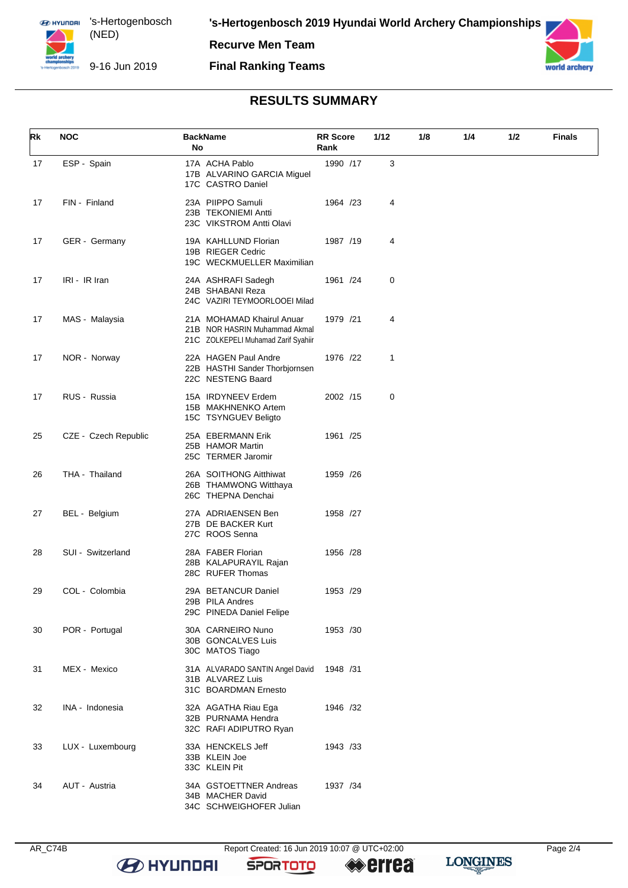# 's-Hertogenbosch 2019 Hyundai World Archery Championships

**Recurve Men Team**

**Final Ranking Teams**

's-Hertogenbosch (NED)

9-16 Jun 2019

## RESULTS SUMMARY

| Rk | NOC | BackName No | RR Score Rank | 1/12 | 1/8 | 1/4 | 1/2 | Finals |
|---|---|---|---|---|---|---|---|---|
| 17 | ESP - Spain | 17A ACHA Pablo<br>17B ALVARINO GARCIA Miguel<br>17C CASTRO Daniel | 1990 /17 | 3 | | | | |
| 17 | FIN - Finland | 23A PIIPPO Samuli<br>23B TEKONIEMI Antti<br>23C VIKSTROM Antti Olavi | 1964 /23 | 4 | | | | |
| 17 | GER - Germany | 19A KAHLLUND Florian<br>19B RIEGER Cedric<br>19C WECKMUELLER Maximilian | 1987 /19 | 4 | | | | |
| 17 | IRI - IR Iran | 24A ASHRAFI Sadegh<br>24B SHABANI Reza<br>24C VAZIRI TEYMOORLOOEI Milad | 1961 /24 | 0 | | | | |
| 17 | MAS - Malaysia | 21A MOHAMAD Khairul Anuar<br>21B NOR HASRIN Muhammad Akmal<br>21C ZOLKEPELI Muhamad Zarif Syahiir | 1979 /21 | 4 | | | | |
| 17 | NOR - Norway | 22A HAGEN Paul Andre<br>22B HASTHI Sander Thorbjornsen<br>22C NESTENG Baard | 1976 /22 | 1 | | | | |
| 17 | RUS - Russia | 15A IRDYNEEV Erdem<br>15B MAKHNENKO Artem<br>15C TSYNGUEV Beligto | 2002 /15 | 0 | | | | |
| 25 | CZE - Czech Republic | 25A EBERMANN Erik<br>25B HAMOR Martin<br>25C TERMER Jaromir | 1961 /25 | | | | | |
| 26 | THA - Thailand | 26A SOITHONG Aitthiwat<br>26B THAMWONG Witthaya<br>26C THEPNA Denchai | 1959 /26 | | | | | |
| 27 | BEL - Belgium | 27A ADRIAENSEN Ben<br>27B DE BACKER Kurt<br>27C ROOS Senna | 1958 /27 | | | | | |
| 28 | SUI - Switzerland | 28A FABER Florian<br>28B KALAPURAYIL Rajan<br>28C RUFER Thomas | 1956 /28 | | | | | |
| 29 | COL - Colombia | 29A BETANCUR Daniel<br>29B PILA Andres<br>29C PINEDA Daniel Felipe | 1953 /29 | | | | | |
| 30 | POR - Portugal | 30A CARNEIRO Nuno<br>30B GONCALVES Luis<br>30C MATOS Tiago | 1953 /30 | | | | | |
| 31 | MEX - Mexico | 31A ALVARADO SANTIN Angel David<br>31B ALVAREZ Luis<br>31C BOARDMAN Ernesto | 1948 /31 | | | | | |
| 32 | INA - Indonesia | 32A AGATHA Riau Ega<br>32B PURNAMA Hendra<br>32C RAFI ADIPUTRO Ryan | 1946 /32 | | | | | |
| 33 | LUX - Luxembourg | 33A HENCKELS Jeff<br>33B KLEIN Joe<br>33C KLEIN Pit | 1943 /33 | | | | | |
| 34 | AUT - Austria | 34A GSTOETTNER Andreas<br>34B MACHER David<br>34C SCHWEIGHOFER Julian | 1937 /34 | | | | | |

AR_C74B Report Created: 16 Jun 2019 10:07 @ UTC+02:00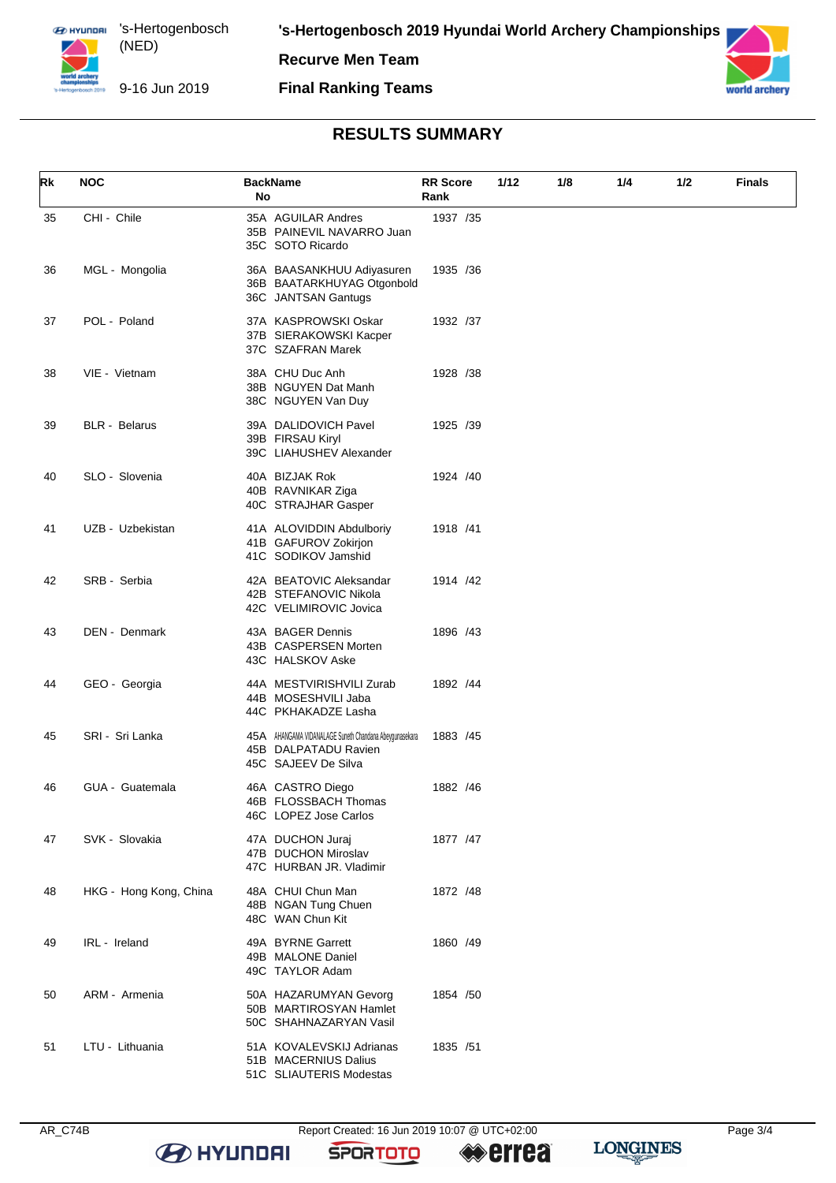## RESULTS SUMMARY

| Rk | NOC | BackName No | RR Score Rank | 1/12 | 1/8 | 1/4 | 1/2 | Finals |
|---|---|---|---|---|---|---|---|---|
| 35 | CHI - Chile | 35A AGUILAR Andres<br>35B PAINEVIL NAVARRO Juan<br>35C SOTO Ricardo | 1937 /35 | | | | | |
| 36 | MGL - Mongolia | 36A BAASANKHUU Adiyasuren<br>36B BAATARKHUYAG Otgonbold<br>36C JANTSAN Gantugs | 1935 /36 | | | | | |
| 37 | POL - Poland | 37A KASPROWSKI Oskar<br>37B SIERAKOWSKI Kacper<br>37C SZAFRAN Marek | 1932 /37 | | | | | |
| 38 | VIE - Vietnam | 38A CHU Duc Anh<br>38B NGUYEN Dat Manh<br>38C NGUYEN Van Duy | 1928 /38 | | | | | |
| 39 | BLR - Belarus | 39A DALIDOVICH Pavel<br>39B FIRSAU Kiryl<br>39C LIAHUSHEV Alexander | 1925 /39 | | | | | |
| 40 | SLO - Slovenia | 40A BIZJAK Rok<br>40B RAVNIKAR Ziga<br>40C STRAJHAR Gasper | 1924 /40 | | | | | |
| 41 | UZB - Uzbekistan | 41A ALOVIDDIN Abdulboriy<br>41B GAFUROV Zokirjon<br>41C SODIKOV Jamshid | 1918 /41 | | | | | |
| 42 | SRB - Serbia | 42A BEATOVIC Aleksandar<br>42B STEFANOVIC Nikola<br>42C VELIMIROVIC Jovica | 1914 /42 | | | | | |
| 43 | DEN - Denmark | 43A BAGER Dennis<br>43B CASPERSEN Morten<br>43C HALSKOV Aske | 1896 /43 | | | | | |
| 44 | GEO - Georgia | 44A MESTVIRISHVILI Zurab<br>44B MOSESHVILI Jaba<br>44C PKHAKADZE Lasha | 1892 /44 | | | | | |
| 45 | SRI - Sri Lanka | 45A AHANGAMA VIDANALAGE Suneth Chandana Abeygunasekara<br>45B DALPATADU Ravien<br>45C SAJEEV De Silva | 1883 /45 | | | | | |
| 46 | GUA - Guatemala | 46A CASTRO Diego<br>46B FLOSSBACH Thomas<br>46C LOPEZ Jose Carlos | 1882 /46 | | | | | |
| 47 | SVK - Slovakia | 47A DUCHON Juraj<br>47B DUCHON Miroslav<br>47C HURBAN JR. Vladimir | 1877 /47 | | | | | |
| 48 | HKG - Hong Kong, China | 48A CHUI Chun Man<br>48B NGAN Tung Chuen<br>48C WAN Chun Kit | 1872 /48 | | | | | |
| 49 | IRL - Ireland | 49A BYRNE Garrett<br>49B MALONE Daniel<br>49C TAYLOR Adam | 1860 /49 | | | | | |
| 50 | ARM - Armenia | 50A HAZARUMYAN Gevorg<br>50B MARTIROSYAN Hamlet<br>50C SHAHNAZARYAN Vasil | 1854 /50 | | | | | |
| 51 | LTU - Lithuania | 51A KOVALEVSKIJ Adrianas<br>51B MACERNIUS Dalius<br>51C SLIAUTERIS Modestas | 1835 /51 | | | | | |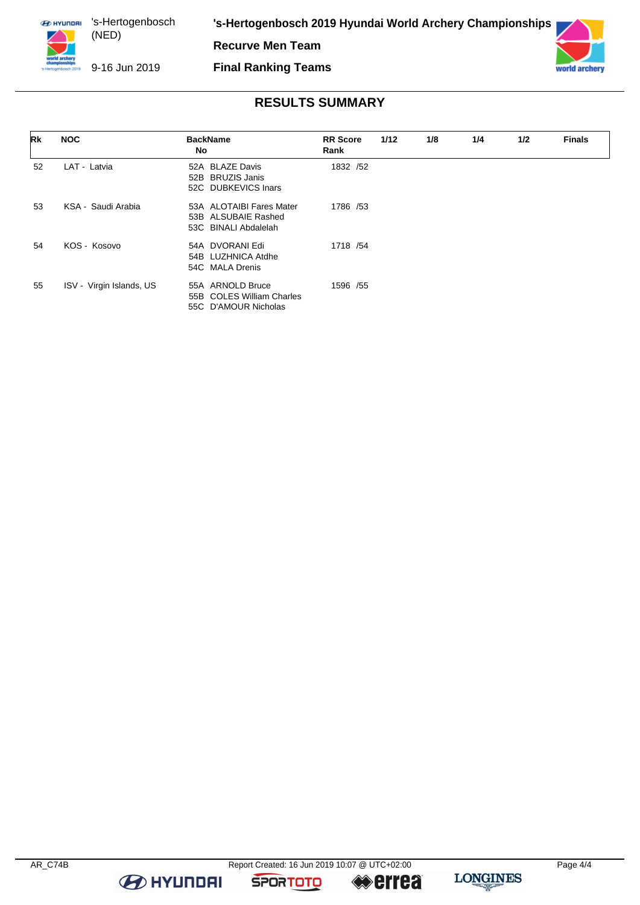## RESULTS SUMMARY

| Rk | NOC | BackName No | RR Score Rank | 1/12 | 1/8 | 1/4 | 1/2 | Finals |
|---|---|---|---|---|---|---|---|---|
| 52 | LAT - Latvia | 52A BLAZE Davis<br>52B BRUZIS Janis<br>52C DUBKEVICS Inars | 1832 /52 | | | | | |
| 53 | KSA - Saudi Arabia | 53A ALOTAIBI Fares Mater<br>53B ALSUBAIE Rashed<br>53C BINALI Abdalelah | 1786 /53 | | | | | |
| 54 | KOS - Kosovo | 54A DVORANI Edi<br>54B LUZHNICA Atdhe<br>54C MALA Drenis | 1718 /54 | | | | | |
| 55 | ISV - Virgin Islands, US | 55A ARNOLD Bruce<br>55B COLES William Charles<br>55C D'AMOUR Nicholas | 1596 /55 | | | | | |